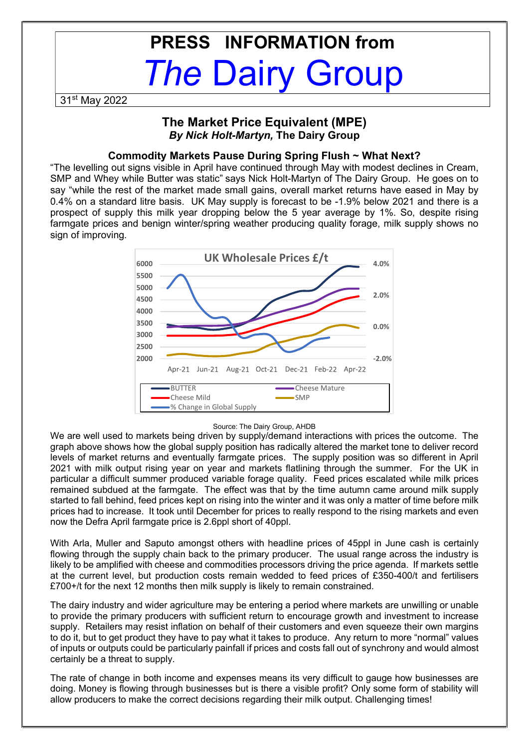# PRESS INFORMATION from *The* Dairy Group

31st May 2022

## The Market Price Equivalent (MPE)

***By Nick Holt-Martyn,* The Dairy Group**

### Commodity Markets Pause During Spring Flush ~ What Next?

"The levelling out signs visible in April have continued through May with modest declines in Cream, SMP and Whey while Butter was static" says Nick Holt-Martyn of The Dairy Group. He goes on to say "while the rest of the market made small gains, overall market returns have eased in May by 0.4% on a standard litre basis. UK May supply is forecast to be -1.9% below 2021 and there is a prospect of supply this milk year dropping below the 5 year average by 1%. So, despite rising farmgate prices and benign winter/spring weather producing quality forage, milk supply shows no sign of improving.

Source: The Dairy Group, AHDB

We are well used to markets being driven by supply/demand interactions with prices the outcome. The graph above shows how the global supply position has radically altered the market tone to deliver record levels of market returns and eventually farmgate prices. The supply position was so different in April 2021 with milk output rising year on year and markets flatlining through the summer. For the UK in particular a difficult summer produced variable forage quality. Feed prices escalated while milk prices remained subdued at the farmgate. The effect was that by the time autumn came around milk supply started to fall behind, feed prices kept on rising into the winter and it was only a matter of time before milk prices had to increase. It took until December for prices to really respond to the rising markets and even now the Defra April farmgate price is 2.6ppl short of 40ppl.

With Arla, Muller and Saputo amongst others with headline prices of 45ppl in June cash is certainly flowing through the supply chain back to the primary producer. The usual range across the industry is likely to be amplified with cheese and commodities processors driving the price agenda. If markets settle at the current level, but production costs remain wedded to feed prices of £350-400/t and fertilisers £700+/t for the next 12 months then milk supply is likely to remain constrained.

The dairy industry and wider agriculture may be entering a period where markets are unwilling or unable to provide the primary producers with sufficient return to encourage growth and investment to increase supply. Retailers may resist inflation on behalf of their customers and even squeeze their own margins to do it, but to get product they have to pay what it takes to produce. Any return to more "normal" values of inputs or outputs could be particularly painfall if prices and costs fall out of synchrony and would almost certainly be a threat to supply.

The rate of change in both income and expenses means its very difficult to gauge how businesses are doing. Money is flowing through businesses but is there a visible profit? Only some form of stability will allow producers to make the correct decisions regarding their milk output. Challenging times!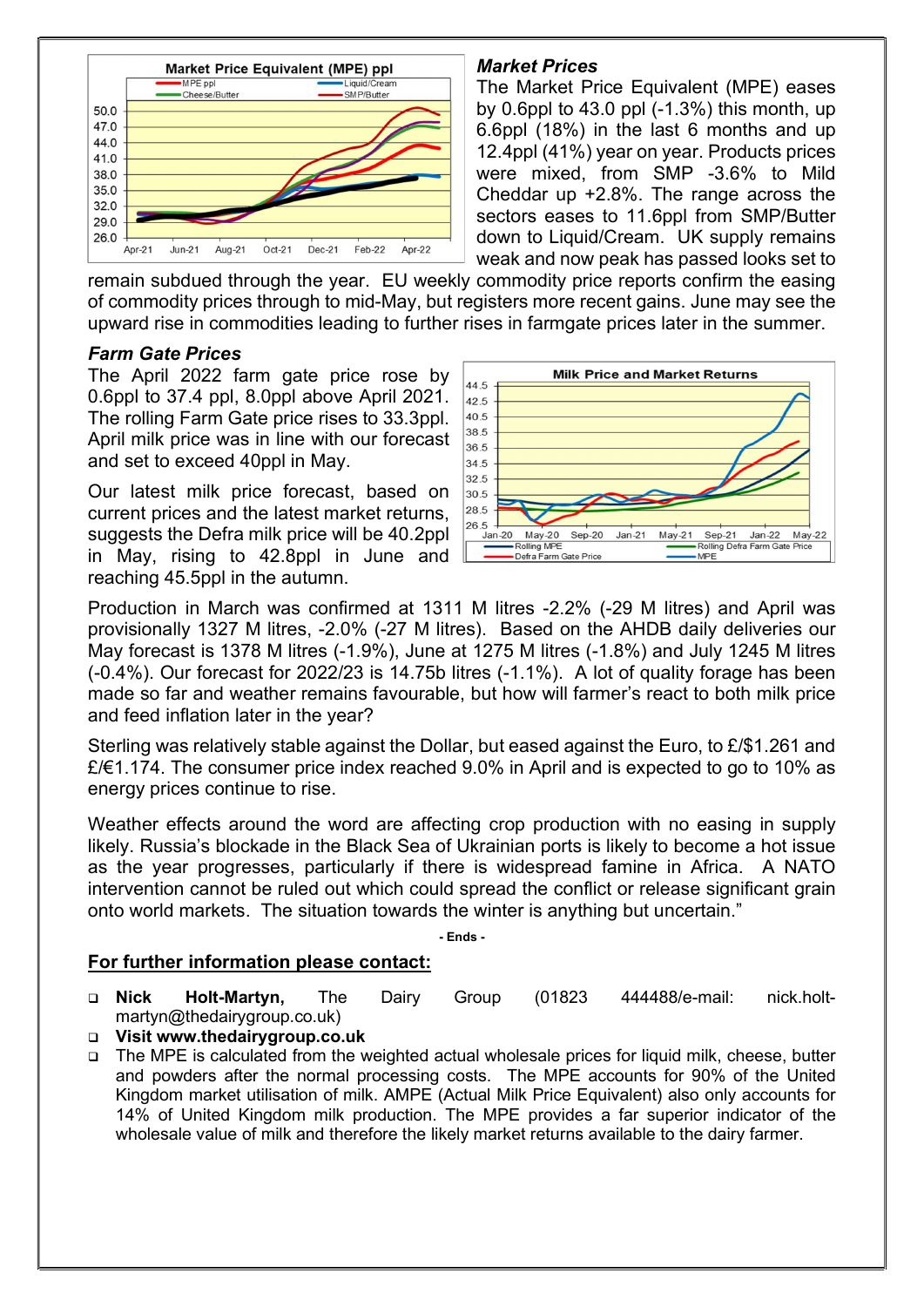Market Price Equivalent (MPE) ppl

MPE ppl
Liquid/Cream
Cheese/Butter
SMP/Butter

50.0
47.0
44.0
41.0
38.0
35.0
32.0
29.0
26.0

Apr-21 Jun-21 Aug-21 Oct-21 Dec-21 Feb-22 Apr-22

### *Market Prices*

The Market Price Equivalent (MPE) eases by 0.6ppl to 43.0 ppl (-1.3%) this month, up 6.6ppl (18%) in the last 6 months and up 12.4ppl (41%) year on year. Products prices were mixed, from SMP -3.6% to Mild Cheddar up +2.8%. The range across the sectors eases to 11.6ppl from SMP/Butter down to Liquid/Cream. UK supply remains weak and now peak has passed looks set to remain subdued through the year. EU weekly commodity price reports confirm the easing of commodity prices through to mid-May, but registers more recent gains. June may see the upward rise in commodities leading to further rises in farmgate prices later in the summer.

### *Farm Gate Prices*

The April 2022 farm gate price rose by 0.6ppl to 37.4 ppl, 8.0ppl above April 2021. The rolling Farm Gate price rises to 33.3ppl. April milk price was in line with our forecast and set to exceed 40ppl in May.

Our latest milk price forecast, based on current prices and the latest market returns, suggests the Defra milk price will be 40.2ppl in May, rising to 42.8ppl in June and reaching 45.5ppl in the autumn.

Milk Price and Market Returns

44.5
42.5
40.5
38.5
36.5
34.5
32.5
30.5
28.5
26.5

Jan-20 May-20 Sep-20 Jan-21 May-21 Sep-21 Jan-22 May-22

Rolling MPE
Rolling Defra Farm Gate Price
Defra Farm Gate Price
MPE

Production in March was confirmed at 1311 M litres -2.2% (-29 M litres) and April was provisionally 1327 M litres, -2.0% (-27 M litres). Based on the AHDB daily deliveries our May forecast is 1378 M litres (-1.9%), June at 1275 M litres (-1.8%) and July 1245 M litres (-0.4%). Our forecast for 2022/23 is 14.75b litres (-1.1%). A lot of quality forage has been made so far and weather remains favourable, but how will farmer's react to both milk price and feed inflation later in the year?

Sterling was relatively stable against the Dollar, but eased against the Euro, to £/$1.261 and £/€1.174. The consumer price index reached 9.0% in April and is expected to go to 10% as energy prices continue to rise.

Weather effects around the word are affecting crop production with no easing in supply likely. Russia's blockade in the Black Sea of Ukrainian ports is likely to become a hot issue as the year progresses, particularly if there is widespread famine in Africa. A NATO intervention cannot be ruled out which could spread the conflict or release significant grain onto world markets. The situation towards the winter is anything but uncertain."

**- Ends -**

## For further information please contact:

- **Nick Holt-Martyn,** The Dairy Group (01823 444488/e-mail: nick.holt-martyn@thedairygroup.co.uk)
- **Visit www.thedairygroup.co.uk**
- The MPE is calculated from the weighted actual wholesale prices for liquid milk, cheese, butter and powders after the normal processing costs. The MPE accounts for 90% of the United Kingdom market utilisation of milk. AMPE (Actual Milk Price Equivalent) also only accounts for 14% of United Kingdom milk production. The MPE provides a far superior indicator of the wholesale value of milk and therefore the likely market returns available to the dairy farmer.